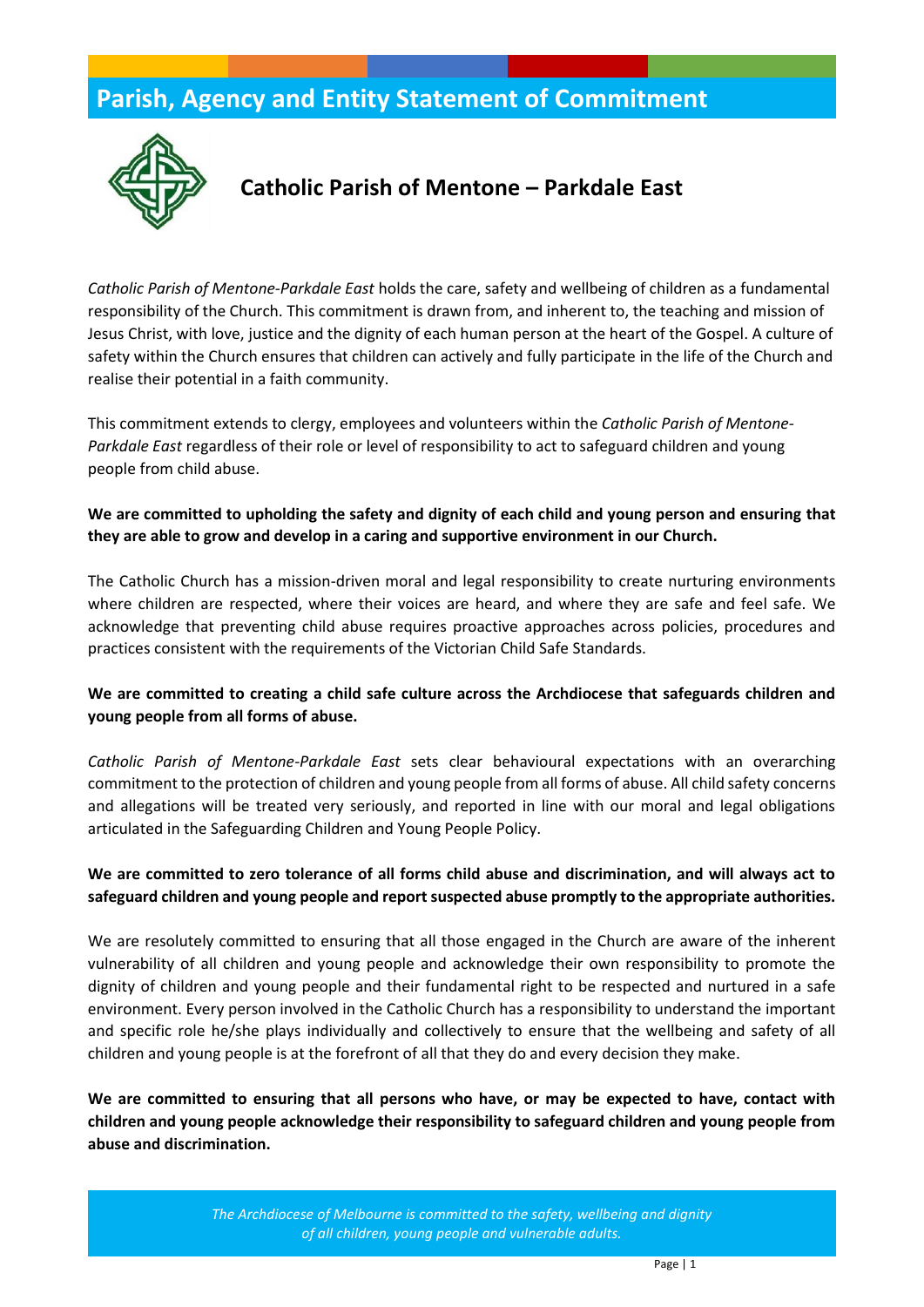# Parish, Agency and Entity Statement of Commitment

## Catholic Parish of Mentone – Parkdale East

*Catholic Parish of Mentone-Parkdale East* holds the care, safety and wellbeing of children as a fundamental responsibility of the Church. This commitment is drawn from, and inherent to, the teaching and mission of Jesus Christ, with love, justice and the dignity of each human person at the heart of the Gospel. A culture of safety within the Church ensures that children can actively and fully participate in the life of the Church and realise their potential in a faith community.

This commitment extends to clergy, employees and volunteers within the *Catholic Parish of Mentone-Parkdale East* regardless of their role or level of responsibility to act to safeguard children and young people from child abuse.

**We are committed to upholding the safety and dignity of each child and young person and ensuring that they are able to grow and develop in a caring and supportive environment in our Church.**

The Catholic Church has a mission-driven moral and legal responsibility to create nurturing environments where children are respected, where their voices are heard, and where they are safe and feel safe. We acknowledge that preventing child abuse requires proactive approaches across policies, procedures and practices consistent with the requirements of the Victorian Child Safe Standards.

**We are committed to creating a child safe culture across the Archdiocese that safeguards children and young people from all forms of abuse.**

*Catholic Parish of Mentone-Parkdale East* sets clear behavioural expectations with an overarching commitment to the protection of children and young people from all forms of abuse. All child safety concerns and allegations will be treated very seriously, and reported in line with our moral and legal obligations articulated in the Safeguarding Children and Young People Policy.

**We are committed to zero tolerance of all forms child abuse and discrimination, and will always act to safeguard children and young people and report suspected abuse promptly to the appropriate authorities.**

We are resolutely committed to ensuring that all those engaged in the Church are aware of the inherent vulnerability of all children and young people and acknowledge their own responsibility to promote the dignity of children and young people and their fundamental right to be respected and nurtured in a safe environment. Every person involved in the Catholic Church has a responsibility to understand the important and specific role he/she plays individually and collectively to ensure that the wellbeing and safety of all children and young people is at the forefront of all that they do and every decision they make.

**We are committed to ensuring that all persons who have, or may be expected to have, contact with children and young people acknowledge their responsibility to safeguard children and young people from abuse and discrimination.**

*The Archdiocese of Melbourne is committed to the safety, wellbeing and dignity of all children, young people and vulnerable adults.*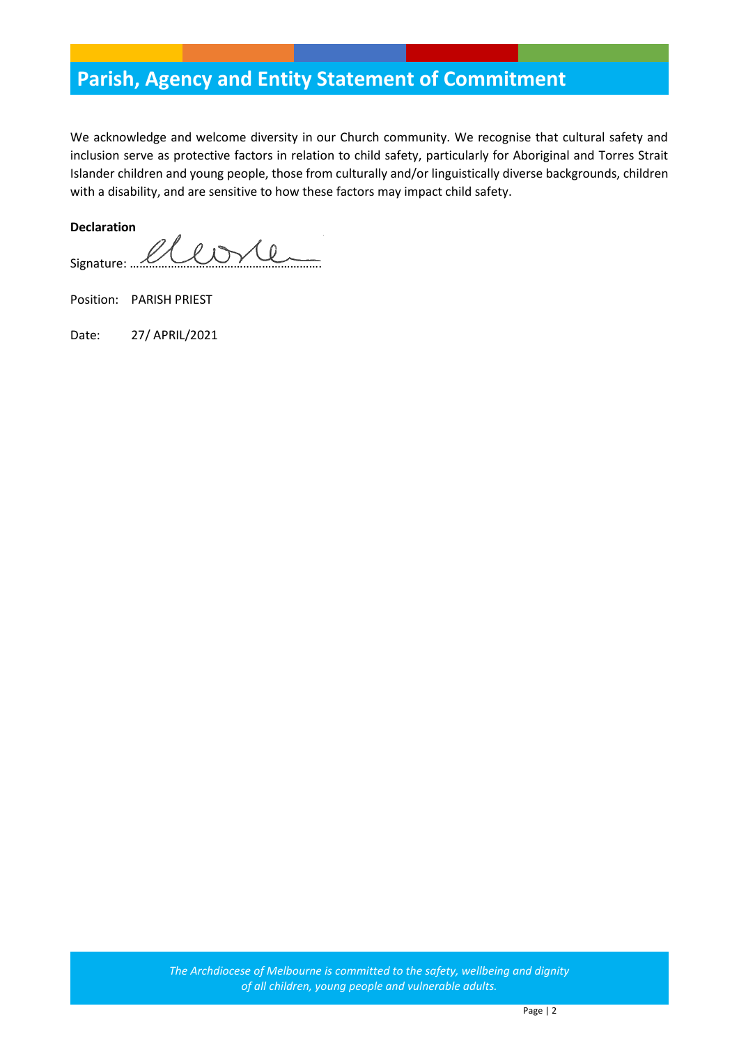# Parish, Agency and Entity Statement of Commitment

We acknowledge and welcome diversity in our Church community. We recognise that cultural safety and inclusion serve as protective factors in relation to child safety, particularly for Aboriginal and Torres Strait Islander children and young people, those from culturally and/or linguistically diverse backgrounds, children with a disability, and are sensitive to how these factors may impact child safety.

**Declaration**

Signature: ……………………………………………………….

Position: PARISH PRIEST

Date: 27/ APRIL/2021

*The Archdiocese of Melbourne is committed to the safety, wellbeing and dignity of all children, young people and vulnerable adults.*